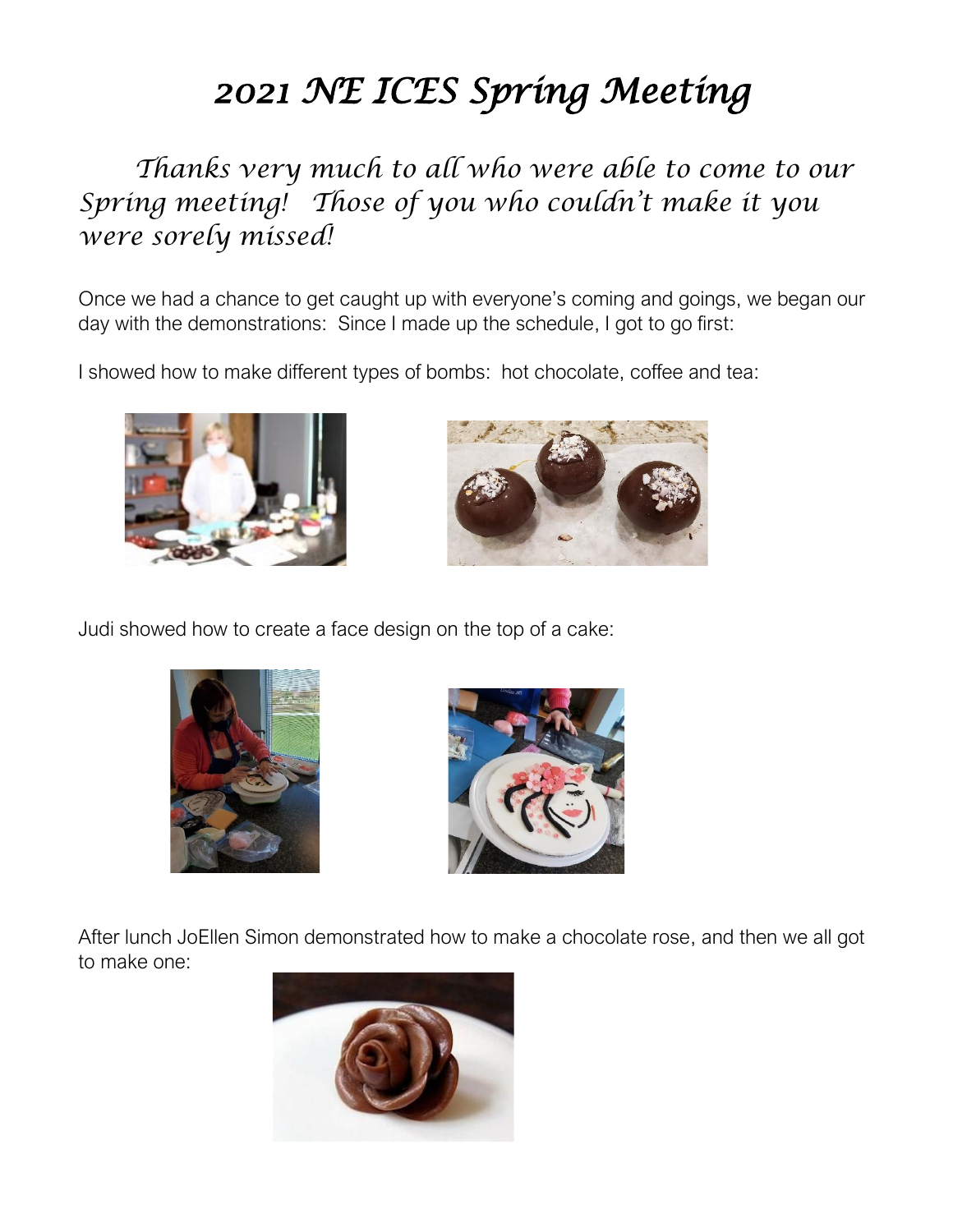# 2021 NE ICES Spring Meeting

*Thanks very much to all who were able to come to our Spring meeting! Those of you who couldn't make it you were sorely missed!*

Once we had a chance to get caught up with everyone's coming and goings, we began our day with the demonstrations: Since I made up the schedule, I got to go first:

I showed how to make different types of bombs: hot chocolate, coffee and tea:

Judi showed how to create a face design on the top of a cake:

After lunch JoEllen Simon demonstrated how to make a chocolate rose, and then we all got to make one: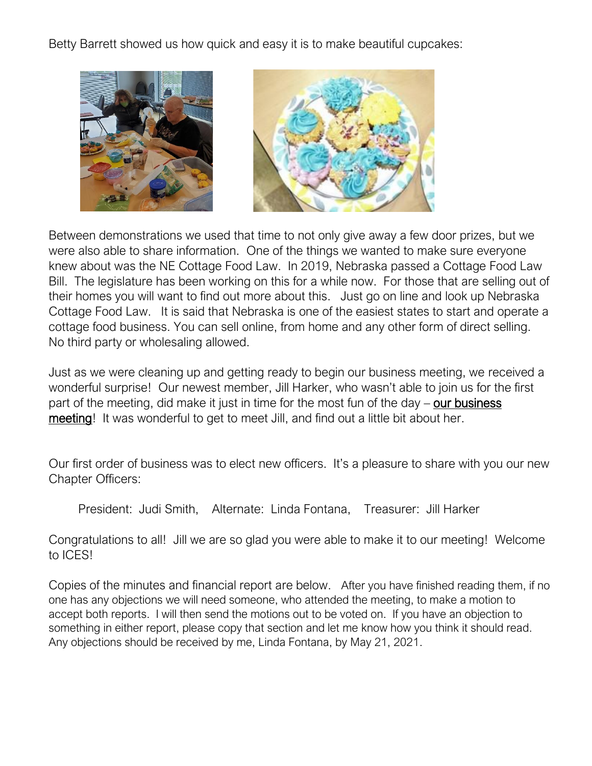Betty Barrett showed us how quick and easy it is to make beautiful cupcakes:

Between demonstrations we used that time to not only give away a few door prizes, but we were also able to share information. One of the things we wanted to make sure everyone knew about was the NE Cottage Food Law. In 2019, Nebraska passed a Cottage Food Law Bill. The legislature has been working on this for a while now. For those that are selling out of their homes you will want to find out more about this. Just go on line and look up Nebraska Cottage Food Law. It is said that Nebraska is one of the easiest states to start and operate a cottage food business. You can sell online, from home and any other form of direct selling. No third party or wholesaling allowed.

Just as we were cleaning up and getting ready to begin our business meeting, we received a wonderful surprise! Our newest member, Jill Harker, who wasn't able to join us for the first part of the meeting, did make it just in time for the most fun of the day – <u>our business meeting</u>! It was wonderful to get to meet Jill, and find out a little bit about her.

Our first order of business was to elect new officers. It's a pleasure to share with you our new Chapter Officers:

President: Judi Smith, Alternate: Linda Fontana, Treasurer: Jill Harker

Congratulations to all! Jill we are so glad you were able to make it to our meeting! Welcome to ICES!

Copies of the minutes and financial report are below. After you have finished reading them, if no one has any objections we will need someone, who attended the meeting, to make a motion to accept both reports. I will then send the motions out to be voted on. If you have an objection to something in either report, please copy that section and let me know how you think it should read. Any objections should be received by me, Linda Fontana, by May 21, 2021.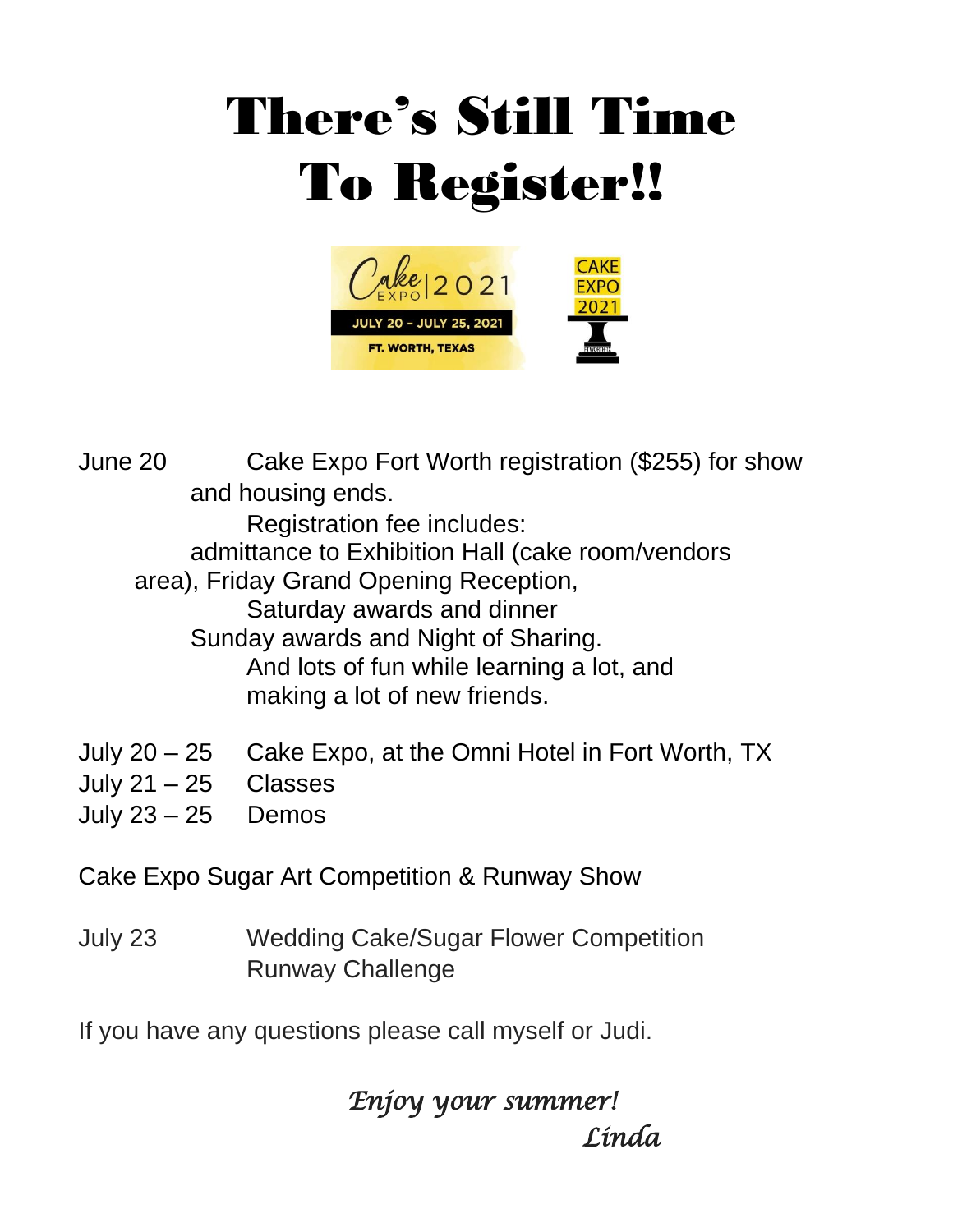# There's Still Time To Register!!

June 20 Cake Expo Fort Worth registration ($255) for show and housing ends.

Registration fee includes:
admittance to Exhibition Hall (cake room/vendors area), Friday Grand Opening Reception,
Saturday awards and dinner
Sunday awards and Night of Sharing.
And lots of fun while learning a lot, and making a lot of new friends.

July 20 – 25 Cake Expo, at the Omni Hotel in Fort Worth, TX
July 21 – 25 Classes
July 23 – 25 Demos

Cake Expo Sugar Art Competition & Runway Show

July 23 Wedding Cake/Sugar Flower Competition
Runway Challenge

If you have any questions please call myself or Judi.

*Enjoy your summer!*
*Linda*